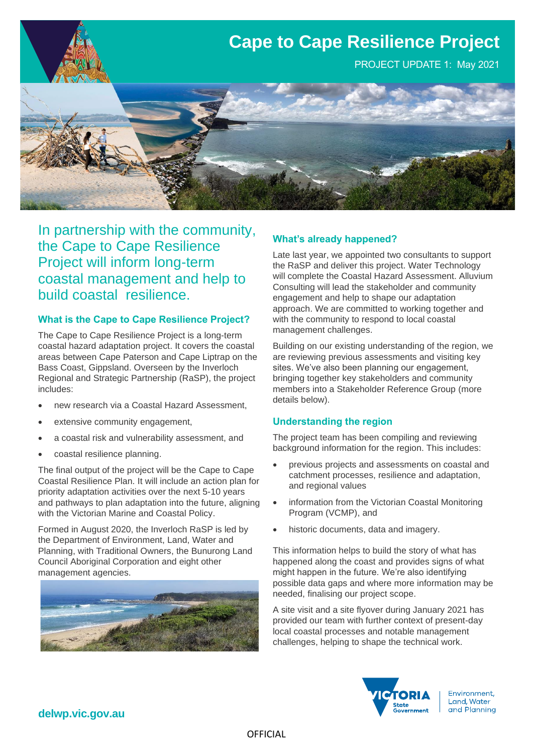# Cape to Cape Resilience Project

PROJECT UPDATE 1: May 2021

## In partnership with the community, the Cape to Cape Resilience Project will inform long-term coastal management and help to build coastal resilience.

### What is the Cape to Cape Resilience Project?

The Cape to Cape Resilience Project is a long-term coastal hazard adaptation project. It covers the coastal areas between Cape Paterson and Cape Liptrap on the Bass Coast, Gippsland. Overseen by the Inverloch Regional and Strategic Partnership (RaSP), the project includes:

- new research via a Coastal Hazard Assessment,
- extensive community engagement,
- a coastal risk and vulnerability assessment, and
- coastal resilience planning.

The final output of the project will be the Cape to Cape Coastal Resilience Plan. It will include an action plan for priority adaptation activities over the next 5-10 years and pathways to plan adaptation into the future, aligning with the Victorian Marine and Coastal Policy.

Formed in August 2020, the Inverloch RaSP is led by the Department of Environment, Land, Water and Planning, with Traditional Owners, the Bunurong Land Council Aboriginal Corporation and eight other management agencies.

### What's already happened?

Late last year, we appointed two consultants to support the RaSP and deliver this project. Water Technology will complete the Coastal Hazard Assessment. Alluvium Consulting will lead the stakeholder and community engagement and help to shape our adaptation approach. We are committed to working together and with the community to respond to local coastal management challenges.

Building on our existing understanding of the region, we are reviewing previous assessments and visiting key sites. We've also been planning our engagement, bringing together key stakeholders and community members into a Stakeholder Reference Group (more details below).

### Understanding the region

The project team has been compiling and reviewing background information for the region. This includes:

- previous projects and assessments on coastal and catchment processes, resilience and adaptation, and regional values
- information from the Victorian Coastal Monitoring Program (VCMP), and
- historic documents, data and imagery.

This information helps to build the story of what has happened along the coast and provides signs of what might happen in the future. We're also identifying possible data gaps and where more information may be needed, finalising our project scope.

A site visit and a site flyover during January 2021 has provided our team with further context of present-day local coastal processes and notable management challenges, helping to shape the technical work.

delwp.vic.gov.au

OFFICIAL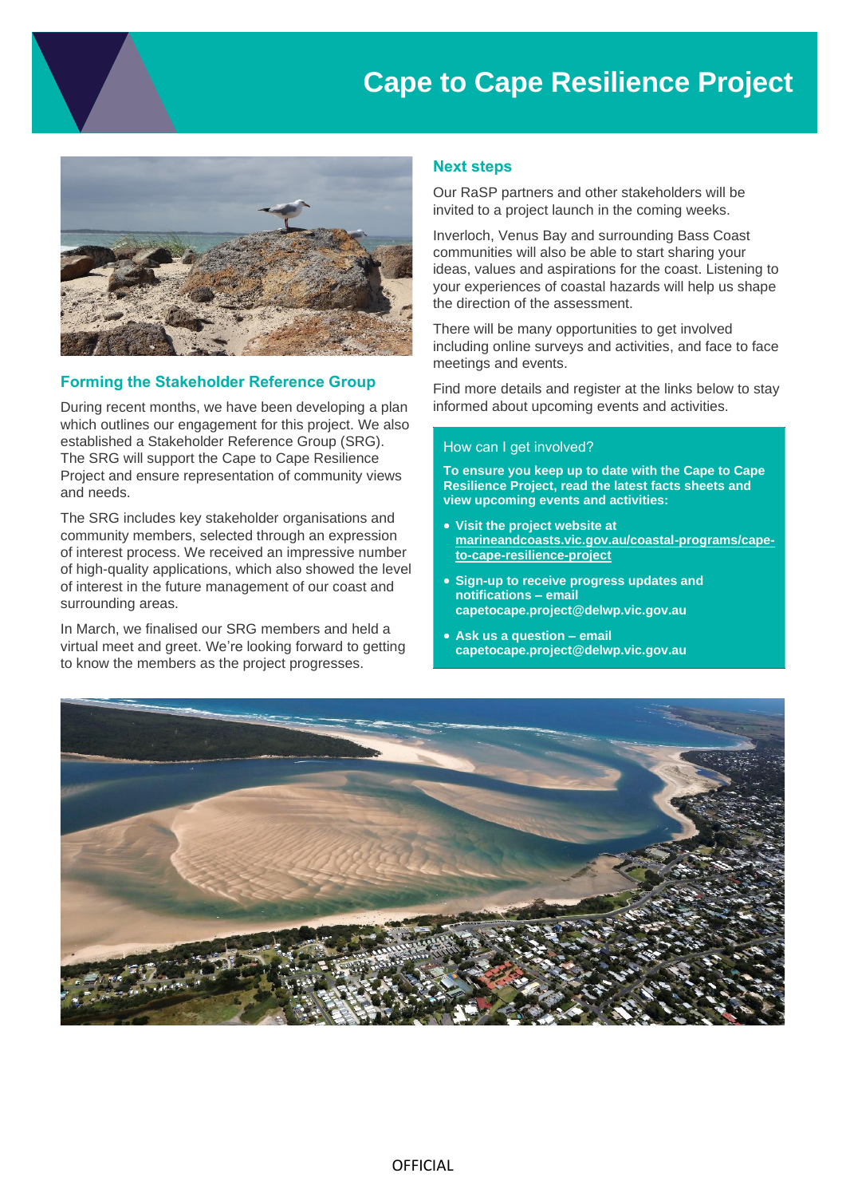# Cape to Cape Resilience Project

## Forming the Stakeholder Reference Group

During recent months, we have been developing a plan which outlines our engagement for this project. We also established a Stakeholder Reference Group (SRG). The SRG will support the Cape to Cape Resilience Project and ensure representation of community views and needs.

The SRG includes key stakeholder organisations and community members, selected through an expression of interest process. We received an impressive number of high-quality applications, which also showed the level of interest in the future management of our coast and surrounding areas.

In March, we finalised our SRG members and held a virtual meet and greet. We're looking forward to getting to know the members as the project progresses.

## Next steps

Our RaSP partners and other stakeholders will be invited to a project launch in the coming weeks.

Inverloch, Venus Bay and surrounding Bass Coast communities will also be able to start sharing your ideas, values and aspirations for the coast. Listening to your experiences of coastal hazards will help us shape the direction of the assessment.

There will be many opportunities to get involved including online surveys and activities, and face to face meetings and events.

Find more details and register at the links below to stay informed about upcoming events and activities.

### How can I get involved?

**To ensure you keep up to date with the Cape to Cape Resilience Project, read the latest facts sheets and view upcoming events and activities:**

- **Visit the project website at marineandcoasts.vic.gov.au/coastal-programs/cape-to-cape-resilience-project**
- **Sign-up to receive progress updates and notifications – email capetocape.project@delwp.vic.gov.au**
- **Ask us a question – email capetocape.project@delwp.vic.gov.au**

OFFICIAL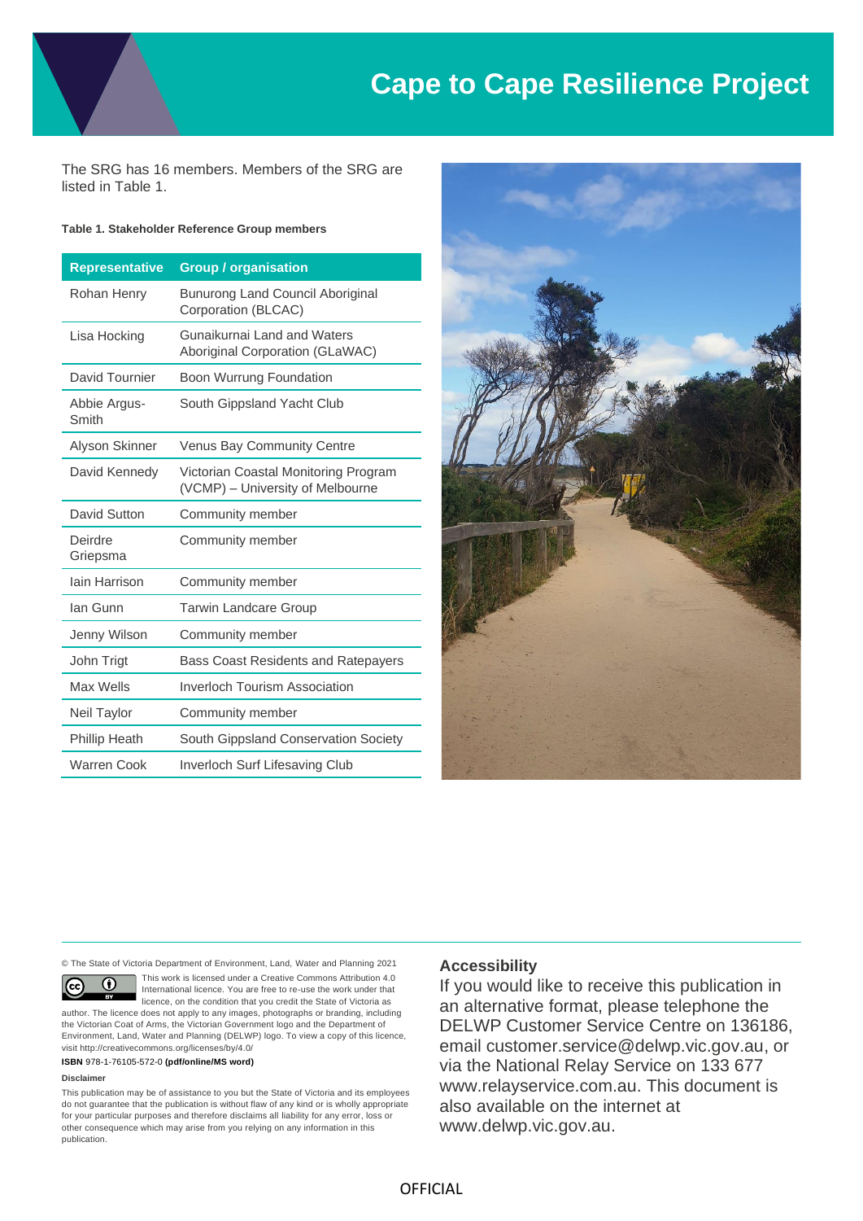# Cape to Cape Resilience Project

The SRG has 16 members. Members of the SRG are listed in Table 1.

**Table 1. Stakeholder Reference Group members**

| Representative | Group / organisation |
|---|---|
| Rohan Henry | Bunurong Land Council Aboriginal Corporation (BLCAC) |
| Lisa Hocking | Gunaikurnai Land and Waters Aboriginal Corporation (GLaWAC) |
| David Tournier | Boon Wurrung Foundation |
| Abbie Argus-Smith | South Gippsland Yacht Club |
| Alyson Skinner | Venus Bay Community Centre |
| David Kennedy | Victorian Coastal Monitoring Program (VCMP) – University of Melbourne |
| David Sutton | Community member |
| Deirdre Griepsma | Community member |
| Iain Harrison | Community member |
| Ian Gunn | Tarwin Landcare Group |
| Jenny Wilson | Community member |
| John Trigt | Bass Coast Residents and Ratepayers |
| Max Wells | Inverloch Tourism Association |
| Neil Taylor | Community member |
| Phillip Heath | South Gippsland Conservation Society |
| Warren Cook | Inverloch Surf Lifesaving Club |

© The State of Victoria Department of Environment, Land, Water and Planning 2021

This work is licensed under a Creative Commons Attribution 4.0 International licence. You are free to re-use the work under that licence, on the condition that you credit the State of Victoria as author. The licence does not apply to any images, photographs or branding, including the Victorian Coat of Arms, the Victorian Government logo and the Department of Environment, Land, Water and Planning (DELWP) logo. To view a copy of this licence, visit http://creativecommons.org/licenses/by/4.0/

**ISBN** 978-1-76105-572-0 **(pdf/online/MS word)**

**Disclaimer**

This publication may be of assistance to you but the State of Victoria and its employees do not guarantee that the publication is without flaw of any kind or is wholly appropriate for your particular purposes and therefore disclaims all liability for any error, loss or other consequence which may arise from you relying on any information in this publication.

## Accessibility

If you would like to receive this publication in an alternative format, please telephone the DELWP Customer Service Centre on 136186, email customer.service@delwp.vic.gov.au, or via the National Relay Service on 133 677 www.relayservice.com.au. This document is also available on the internet at www.delwp.vic.gov.au.

OFFICIAL